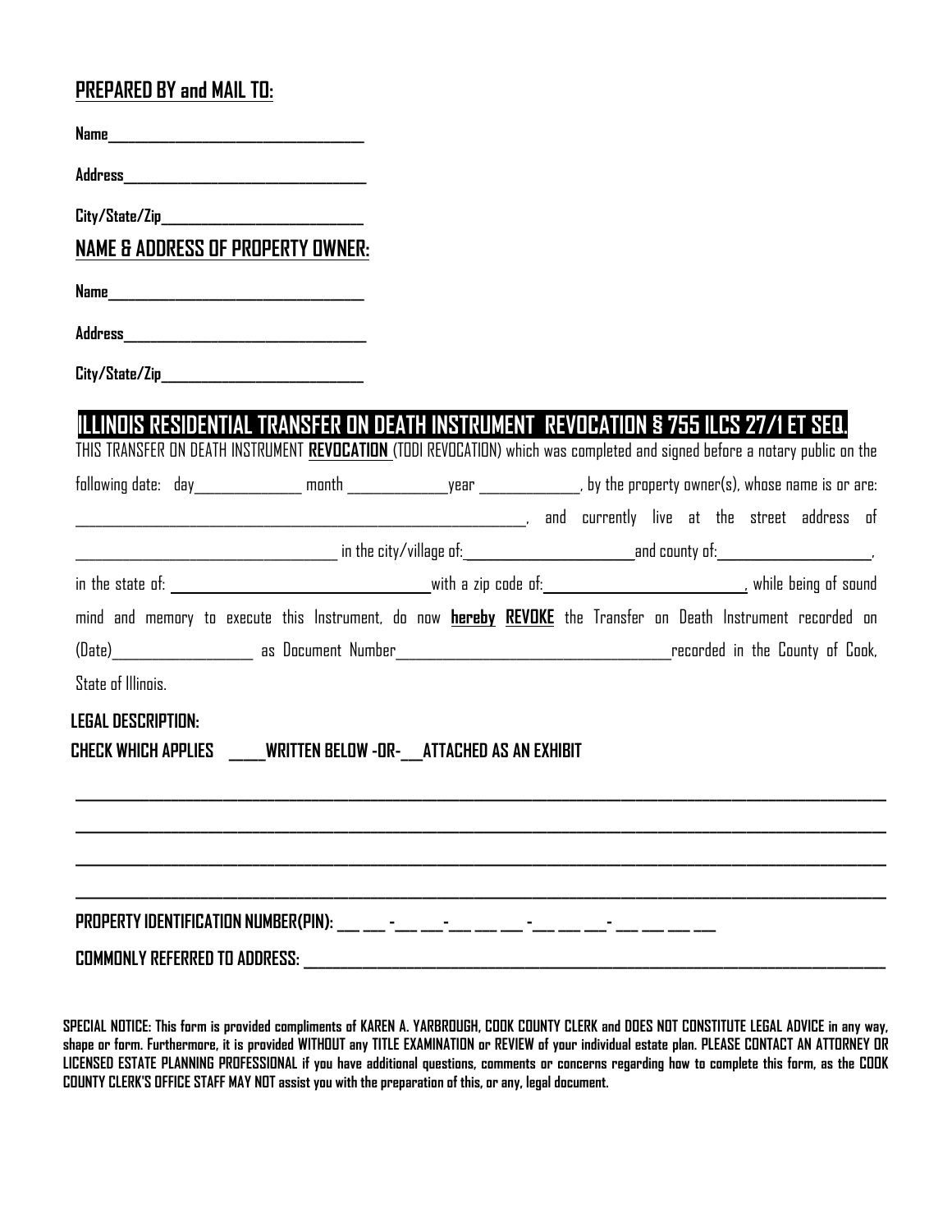**PREPARED BY and MAIL TO:**

**Name**\_\_\_\_\_\_\_\_\_\_\_\_\_\_\_\_\_\_\_\_\_\_\_\_\_\_\_\_\_\_\_\_\_\_\_\_

**Address**\_\_\_\_\_\_\_\_\_\_\_\_\_\_\_\_\_\_\_\_\_\_\_\_\_\_\_\_\_\_\_\_\_\_\_

**City/State/Zip**\_\_\_\_\_\_\_\_\_\_\_\_\_\_\_\_\_\_\_\_\_\_\_\_\_\_\_\_\_\_

**NAME & ADDRESS OF PROPERTY OWNER:**

**Name**\_\_\_\_\_\_\_\_\_\_\_\_\_\_\_\_\_\_\_\_\_\_\_\_\_\_\_\_\_\_\_\_\_\_\_\_

**Address**\_\_\_\_\_\_\_\_\_\_\_\_\_\_\_\_\_\_\_\_\_\_\_\_\_\_\_\_\_\_\_\_\_\_\_

**City/State/Zip**\_\_\_\_\_\_\_\_\_\_\_\_\_\_\_\_\_\_\_\_\_\_\_\_\_\_\_\_\_\_

## ILLINOIS RESIDENTIAL TRANSFER ON DEATH INSTRUMENT REVOCATION § 755 ILCS 27/1 ET SEQ.

THIS TRANSFER ON DEATH INSTRUMENT **REVOCATION** (TODI REVOCATION) which was completed and signed before a notary public on the following date: day\_\_\_\_\_\_\_\_\_\_\_\_\_\_ month \_\_\_\_\_\_\_\_\_\_\_\_\_\_year \_\_\_\_\_\_\_\_\_\_\_\_\_\_, by the property owner(s), whose name is or are: \_\_\_\_\_\_\_\_\_\_\_\_\_\_\_\_\_\_\_\_\_\_\_\_\_\_\_\_\_\_\_\_\_\_\_\_\_\_\_\_\_\_\_\_\_\_\_\_\_\_\_\_\_\_\_\_\_\_\_\_\_\_\_\_, and currently live at the street address of \_\_\_\_\_\_\_\_\_\_\_\_\_\_\_\_\_\_\_\_\_\_\_\_\_\_\_\_\_\_\_\_\_\_\_\_ in the city/village of:\_\_\_\_\_\_\_\_\_\_\_\_\_\_\_\_\_\_\_\_\_\_\_and county of:\_\_\_\_\_\_\_\_\_\_\_\_\_\_\_\_\_\_\_\_, in the state of: \_\_\_\_\_\_\_\_\_\_\_\_\_\_\_\_\_\_\_\_\_\_\_\_\_\_\_\_\_\_\_\_\_with a zip code of:\_\_\_\_\_\_\_\_\_\_\_\_\_\_\_\_\_\_\_\_\_\_\_\_\_\_, while being of sound mind and memory to execute this Instrument, do now **hereby REVOKE** the Transfer on Death Instrument recorded on (Date)\_\_\_\_\_\_\_\_\_\_\_\_\_\_\_\_\_\_\_\_ as Document Number\_\_\_\_\_\_\_\_\_\_\_\_\_\_\_\_\_\_\_\_\_\_\_\_\_\_\_\_\_\_\_\_\_\_\_\_\_\_\_\_recorded in the County of Cook, State of Illinois.

**LEGAL DESCRIPTION:**

**CHECK WHICH APPLIES \_\_\_\_\_WRITTEN BELOW -OR-\_\_\_ATTACHED AS AN EXHIBIT**

\_\_\_\_\_\_\_\_\_\_\_\_\_\_\_\_\_\_\_\_\_\_\_\_\_\_\_\_\_\_\_\_\_\_\_\_\_\_\_\_\_\_\_\_\_\_\_\_\_\_\_\_\_\_\_\_\_\_\_\_\_\_\_\_\_\_\_\_\_\_\_\_\_\_\_\_\_\_

\_\_\_\_\_\_\_\_\_\_\_\_\_\_\_\_\_\_\_\_\_\_\_\_\_\_\_\_\_\_\_\_\_\_\_\_\_\_\_\_\_\_\_\_\_\_\_\_\_\_\_\_\_\_\_\_\_\_\_\_\_\_\_\_\_\_\_\_\_\_\_\_\_\_\_\_\_\_

\_\_\_\_\_\_\_\_\_\_\_\_\_\_\_\_\_\_\_\_\_\_\_\_\_\_\_\_\_\_\_\_\_\_\_\_\_\_\_\_\_\_\_\_\_\_\_\_\_\_\_\_\_\_\_\_\_\_\_\_\_\_\_\_\_\_\_\_\_\_\_\_\_\_\_\_\_\_

\_\_\_\_\_\_\_\_\_\_\_\_\_\_\_\_\_\_\_\_\_\_\_\_\_\_\_\_\_\_\_\_\_\_\_\_\_\_\_\_\_\_\_\_\_\_\_\_\_\_\_\_\_\_\_\_\_\_\_\_\_\_\_\_\_\_\_\_\_\_\_\_\_\_\_\_\_\_

**PROPERTY IDENTIFICATION NUMBER(PIN): \_\_\_ \_\_\_ -\_\_\_ \_\_\_-\_\_\_ \_\_\_ \_\_\_ -\_\_\_ \_\_\_ \_\_\_- \_\_\_ \_\_\_ \_\_\_ \_\_\_**

**COMMONLY REFERRED TO ADDRESS:** \_\_\_\_\_\_\_\_\_\_\_\_\_\_\_\_\_\_\_\_\_\_\_\_\_\_\_\_\_\_\_\_\_\_\_\_\_\_\_\_\_\_\_\_\_\_\_\_\_\_\_\_\_\_\_\_\_\_\_\_\_\_

**SPECIAL NOTICE: This form is provided compliments of KAREN A. YARBROUGH, COOK COUNTY CLERK and DOES NOT CONSTITUTE LEGAL ADVICE in any way, shape or form. Furthermore, it is provided WITHOUT any TITLE EXAMINATION or REVIEW of your individual estate plan. PLEASE CONTACT AN ATTORNEY OR LICENSED ESTATE PLANNING PROFESSIONAL if you have additional questions, comments or concerns regarding how to complete this form, as the COOK COUNTY CLERK'S OFFICE STAFF MAY NOT assist you with the preparation of this, or any, legal document.**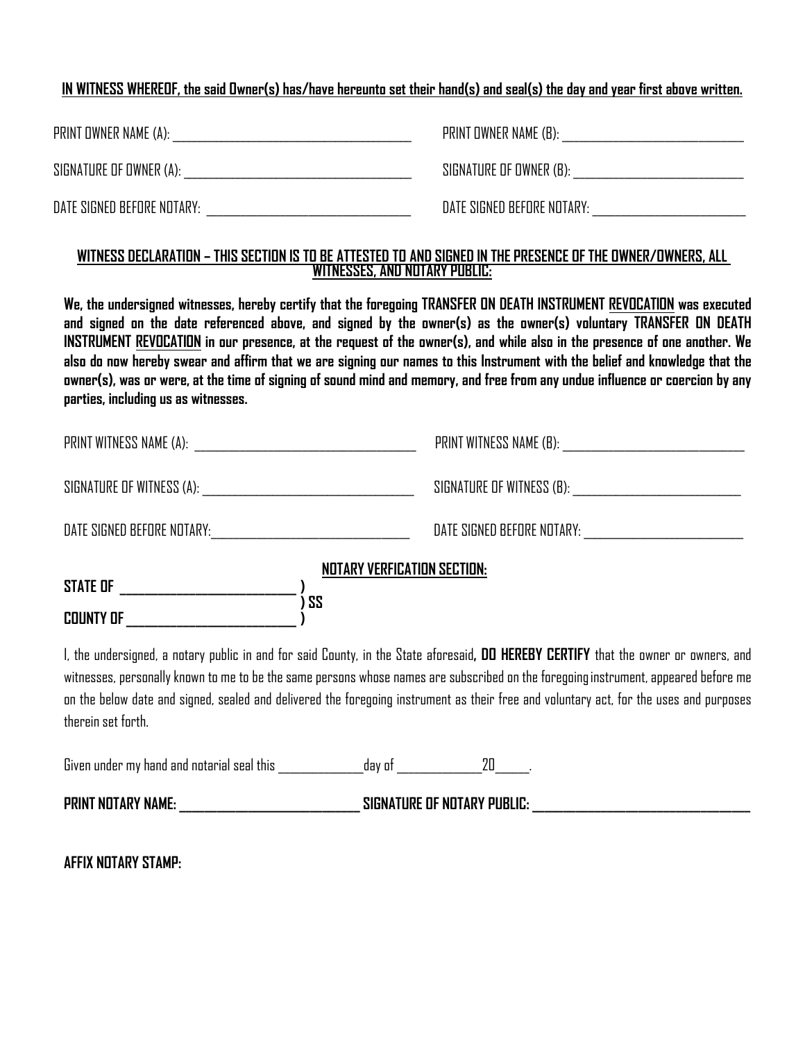**IN WITNESS WHEREOF, the said Owner(s) has/have hereunto set their hand(s) and seal(s) the day and year first above written.**

PRINT OWNER NAME (A): ______________________________ PRINT OWNER NAME (B): ______________________________

SIGNATURE OF OWNER (A): ______________________________ SIGNATURE OF OWNER (B): ______________________________

DATE SIGNED BEFORE NOTARY: ______________________________ DATE SIGNED BEFORE NOTARY: ______________________________

**WITNESS DECLARATION – THIS SECTION IS TO BE ATTESTED TO AND SIGNED IN THE PRESENCE OF THE OWNER/OWNERS, ALL WITNESSES, AND NOTARY PUBLIC:**

**We, the undersigned witnesses, hereby certify that the foregoing TRANSFER ON DEATH INSTRUMENT REVOCATION was executed and signed on the date referenced above, and signed by the owner(s) as the owner(s) voluntary TRANSFER ON DEATH INSTRUMENT REVOCATION in our presence, at the request of the owner(s), and while also in the presence of one another. We also do now hereby swear and affirm that we are signing our names to this Instrument with the belief and knowledge that the owner(s), was or were, at the time of signing of sound mind and memory, and free from any undue influence or coercion by any parties, including us as witnesses.**

PRINT WITNESS NAME (A): ______________________________ PRINT WITNESS NAME (B): ______________________________

SIGNATURE OF WITNESS (A): ______________________________ SIGNATURE OF WITNESS (B): ______________________________

DATE SIGNED BEFORE NOTARY: ______________________________ DATE SIGNED BEFORE NOTARY: ______________________________

**NOTARY VERFICATION SECTION:**

**STATE OF ______________________ )**
**) SS**
**COUNTY OF ____________________ )**

I, the undersigned, a notary public in and for said County, in the State aforesaid, **DO HEREBY CERTIFY** that the owner or owners, and witnesses, personally known to me to be the same persons whose names are subscribed on the foregoing instrument, appeared before me on the below date and signed, sealed and delivered the foregoing instrument as their free and voluntary act, for the uses and purposes therein set forth.

Given under my hand and notarial seal this ____________ day of ____________ 20_____.

**PRINT NOTARY NAME: ______________________ SIGNATURE OF NOTARY PUBLIC: ______________________________**

**AFFIX NOTARY STAMP:**